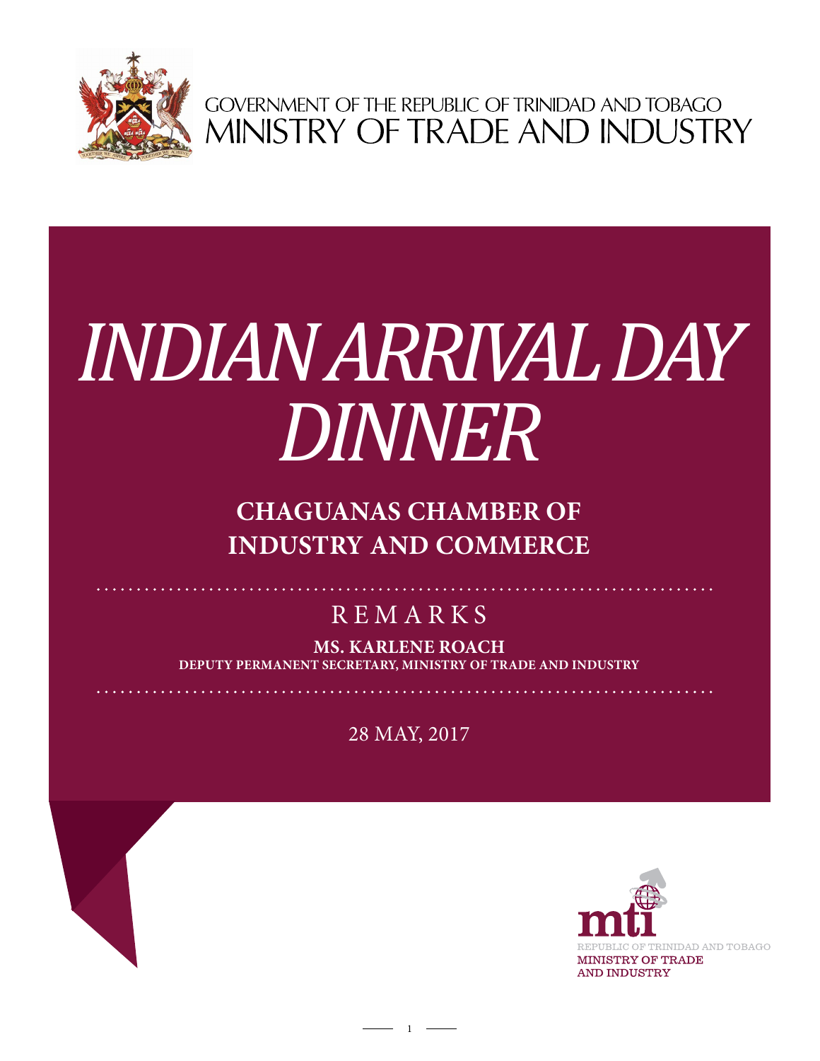GOVERNMENT OF THE REPUBLIC OF TRINIDAD AND TOBAGO
MINISTRY OF TRADE AND INDUSTRY

# *INDIAN ARRIVAL DAY DINNER*

## CHAGUANAS CHAMBER OF INDUSTRY AND COMMERCE

REMARKS

**MS. KARLENE ROACH**
**DEPUTY PERMANENT SECRETARY, MINISTRY OF TRADE AND INDUSTRY**

28 MAY, 2017

mti
REPUBLIC OF TRINIDAD AND TOBAGO
MINISTRY OF TRADE AND INDUSTRY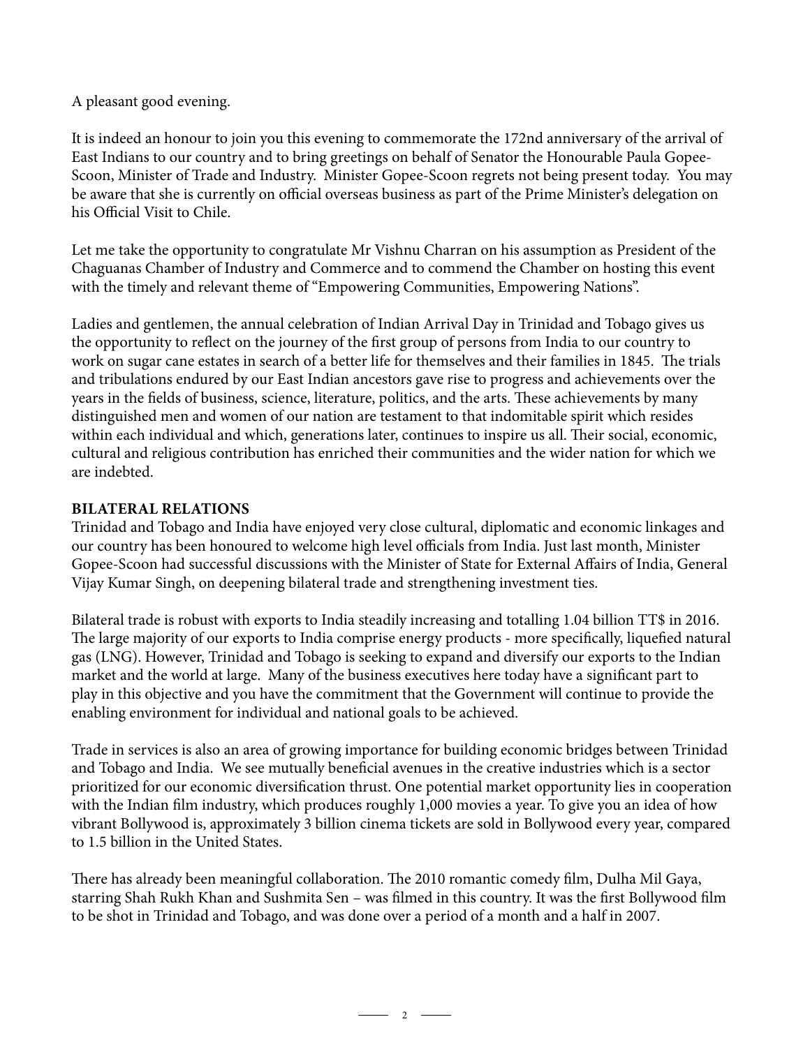A pleasant good evening.

It is indeed an honour to join you this evening to commemorate the 172nd anniversary of the arrival of East Indians to our country and to bring greetings on behalf of Senator the Honourable Paula Gopee-Scoon, Minister of Trade and Industry. Minister Gopee-Scoon regrets not being present today. You may be aware that she is currently on official overseas business as part of the Prime Minister's delegation on his Official Visit to Chile.

Let me take the opportunity to congratulate Mr Vishnu Charran on his assumption as President of the Chaguanas Chamber of Industry and Commerce and to commend the Chamber on hosting this event with the timely and relevant theme of "Empowering Communities, Empowering Nations".

Ladies and gentlemen, the annual celebration of Indian Arrival Day in Trinidad and Tobago gives us the opportunity to reflect on the journey of the first group of persons from India to our country to work on sugar cane estates in search of a better life for themselves and their families in 1845. The trials and tribulations endured by our East Indian ancestors gave rise to progress and achievements over the years in the fields of business, science, literature, politics, and the arts. These achievements by many distinguished men and women of our nation are testament to that indomitable spirit which resides within each individual and which, generations later, continues to inspire us all. Their social, economic, cultural and religious contribution has enriched their communities and the wider nation for which we are indebted.

**BILATERAL RELATIONS**

Trinidad and Tobago and India have enjoyed very close cultural, diplomatic and economic linkages and our country has been honoured to welcome high level officials from India. Just last month, Minister Gopee-Scoon had successful discussions with the Minister of State for External Affairs of India, General Vijay Kumar Singh, on deepening bilateral trade and strengthening investment ties.

Bilateral trade is robust with exports to India steadily increasing and totalling 1.04 billion TT$ in 2016. The large majority of our exports to India comprise energy products - more specifically, liquefied natural gas (LNG). However, Trinidad and Tobago is seeking to expand and diversify our exports to the Indian market and the world at large. Many of the business executives here today have a significant part to play in this objective and you have the commitment that the Government will continue to provide the enabling environment for individual and national goals to be achieved.

Trade in services is also an area of growing importance for building economic bridges between Trinidad and Tobago and India. We see mutually beneficial avenues in the creative industries which is a sector prioritized for our economic diversification thrust. One potential market opportunity lies in cooperation with the Indian film industry, which produces roughly 1,000 movies a year. To give you an idea of how vibrant Bollywood is, approximately 3 billion cinema tickets are sold in Bollywood every year, compared to 1.5 billion in the United States.

There has already been meaningful collaboration. The 2010 romantic comedy film, Dulha Mil Gaya, starring Shah Rukh Khan and Sushmita Sen – was filmed in this country. It was the first Bollywood film to be shot in Trinidad and Tobago, and was done over a period of a month and a half in 2007.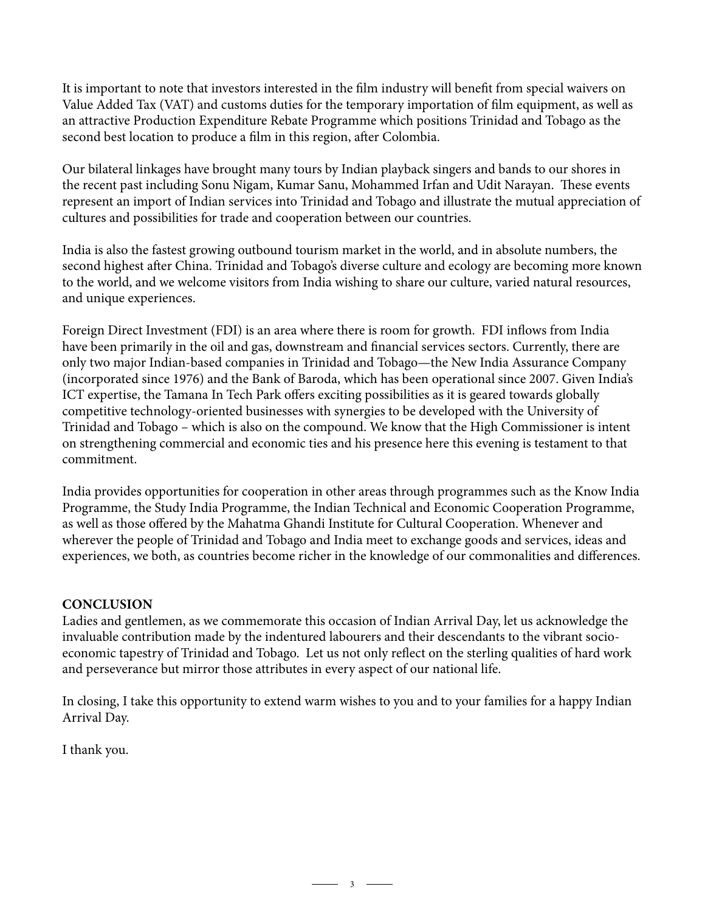It is important to note that investors interested in the film industry will benefit from special waivers on Value Added Tax (VAT) and customs duties for the temporary importation of film equipment, as well as an attractive Production Expenditure Rebate Programme which positions Trinidad and Tobago as the second best location to produce a film in this region, after Colombia.

Our bilateral linkages have brought many tours by Indian playback singers and bands to our shores in the recent past including Sonu Nigam, Kumar Sanu, Mohammed Irfan and Udit Narayan. These events represent an import of Indian services into Trinidad and Tobago and illustrate the mutual appreciation of cultures and possibilities for trade and cooperation between our countries.

India is also the fastest growing outbound tourism market in the world, and in absolute numbers, the second highest after China. Trinidad and Tobago's diverse culture and ecology are becoming more known to the world, and we welcome visitors from India wishing to share our culture, varied natural resources, and unique experiences.

Foreign Direct Investment (FDI) is an area where there is room for growth. FDI inflows from India have been primarily in the oil and gas, downstream and financial services sectors. Currently, there are only two major Indian-based companies in Trinidad and Tobago—the New India Assurance Company (incorporated since 1976) and the Bank of Baroda, which has been operational since 2007. Given India's ICT expertise, the Tamana In Tech Park offers exciting possibilities as it is geared towards globally competitive technology-oriented businesses with synergies to be developed with the University of Trinidad and Tobago – which is also on the compound. We know that the High Commissioner is intent on strengthening commercial and economic ties and his presence here this evening is testament to that commitment.

India provides opportunities for cooperation in other areas through programmes such as the Know India Programme, the Study India Programme, the Indian Technical and Economic Cooperation Programme, as well as those offered by the Mahatma Ghandi Institute for Cultural Cooperation. Whenever and wherever the people of Trinidad and Tobago and India meet to exchange goods and services, ideas and experiences, we both, as countries become richer in the knowledge of our commonalities and differences.

**CONCLUSION**

Ladies and gentlemen, as we commemorate this occasion of Indian Arrival Day, let us acknowledge the invaluable contribution made by the indentured labourers and their descendants to the vibrant socio-economic tapestry of Trinidad and Tobago. Let us not only reflect on the sterling qualities of hard work and perseverance but mirror those attributes in every aspect of our national life.

In closing, I take this opportunity to extend warm wishes to you and to your families for a happy Indian Arrival Day.

I thank you.